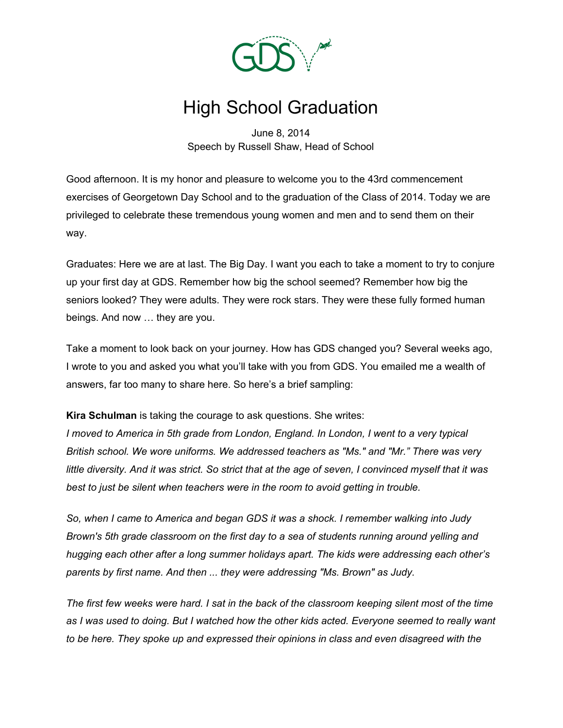# High School Graduation

June 8, 2014
Speech by Russell Shaw, Head of School

Good afternoon. It is my honor and pleasure to welcome you to the 43rd commencement exercises of Georgetown Day School and to the graduation of the Class of 2014. Today we are privileged to celebrate these tremendous young women and men and to send them on their way.

Graduates: Here we are at last. The Big Day. I want you each to take a moment to try to conjure up your first day at GDS. Remember how big the school seemed? Remember how big the seniors looked? They were adults. They were rock stars. They were these fully formed human beings. And now … they are you.

Take a moment to look back on your journey. How has GDS changed you? Several weeks ago, I wrote to you and asked you what you'll take with you from GDS. You emailed me a wealth of answers, far too many to share here. So here's a brief sampling:

**Kira Schulman** is taking the courage to ask questions. She writes:
*I moved to America in 5th grade from London, England. In London, I went to a very typical British school. We wore uniforms. We addressed teachers as "Ms." and "Mr." There was very little diversity. And it was strict. So strict that at the age of seven, I convinced myself that it was best to just be silent when teachers were in the room to avoid getting in trouble.*

*So, when I came to America and began GDS it was a shock. I remember walking into Judy Brown's 5th grade classroom on the first day to a sea of students running around yelling and hugging each other after a long summer holidays apart. The kids were addressing each other's parents by first name. And then ... they were addressing "Ms. Brown" as Judy.*

*The first few weeks were hard. I sat in the back of the classroom keeping silent most of the time as I was used to doing. But I watched how the other kids acted. Everyone seemed to really want to be here. They spoke up and expressed their opinions in class and even disagreed with the*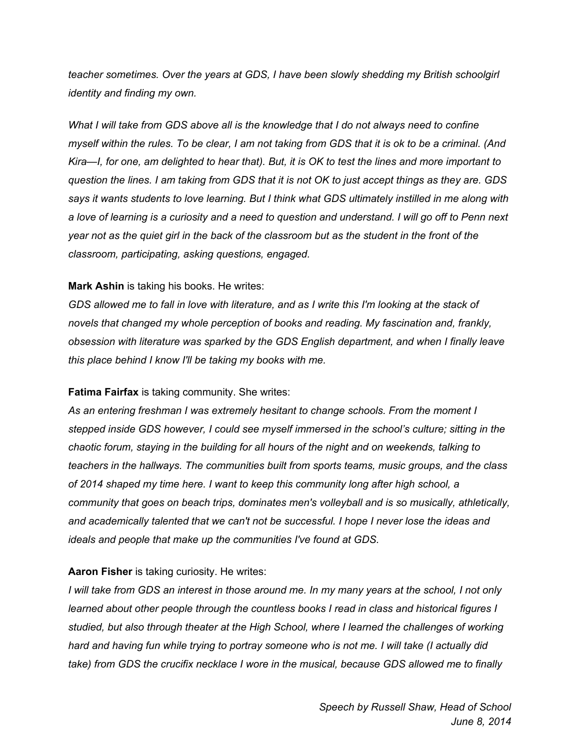*teacher sometimes. Over the years at GDS, I have been slowly shedding my British schoolgirl identity and finding my own.*

*What I will take from GDS above all is the knowledge that I do not always need to confine myself within the rules. To be clear, I am not taking from GDS that it is ok to be a criminal. (And Kira—I, for one, am delighted to hear that). But, it is OK to test the lines and more important to question the lines. I am taking from GDS that it is not OK to just accept things as they are. GDS says it wants students to love learning. But I think what GDS ultimately instilled in me along with a love of learning is a curiosity and a need to question and understand. I will go off to Penn next year not as the quiet girl in the back of the classroom but as the student in the front of the classroom, participating, asking questions, engaged.*

**Mark Ashin** is taking his books. He writes:
*GDS allowed me to fall in love with literature, and as I write this I'm looking at the stack of novels that changed my whole perception of books and reading. My fascination and, frankly, obsession with literature was sparked by the GDS English department, and when I finally leave this place behind I know I'll be taking my books with me.*

**Fatima Fairfax** is taking community. She writes:
*As an entering freshman I was extremely hesitant to change schools. From the moment I stepped inside GDS however, I could see myself immersed in the school's culture; sitting in the chaotic forum, staying in the building for all hours of the night and on weekends, talking to teachers in the hallways. The communities built from sports teams, music groups, and the class of 2014 shaped my time here. I want to keep this community long after high school, a community that goes on beach trips, dominates men's volleyball and is so musically, athletically, and academically talented that we can't not be successful. I hope I never lose the ideas and ideals and people that make up the communities I've found at GDS.*

**Aaron Fisher** is taking curiosity. He writes:
*I will take from GDS an interest in those around me. In my many years at the school, I not only learned about other people through the countless books I read in class and historical figures I studied, but also through theater at the High School, where I learned the challenges of working hard and having fun while trying to portray someone who is not me. I will take (I actually did take) from GDS the crucifix necklace I wore in the musical, because GDS allowed me to finally*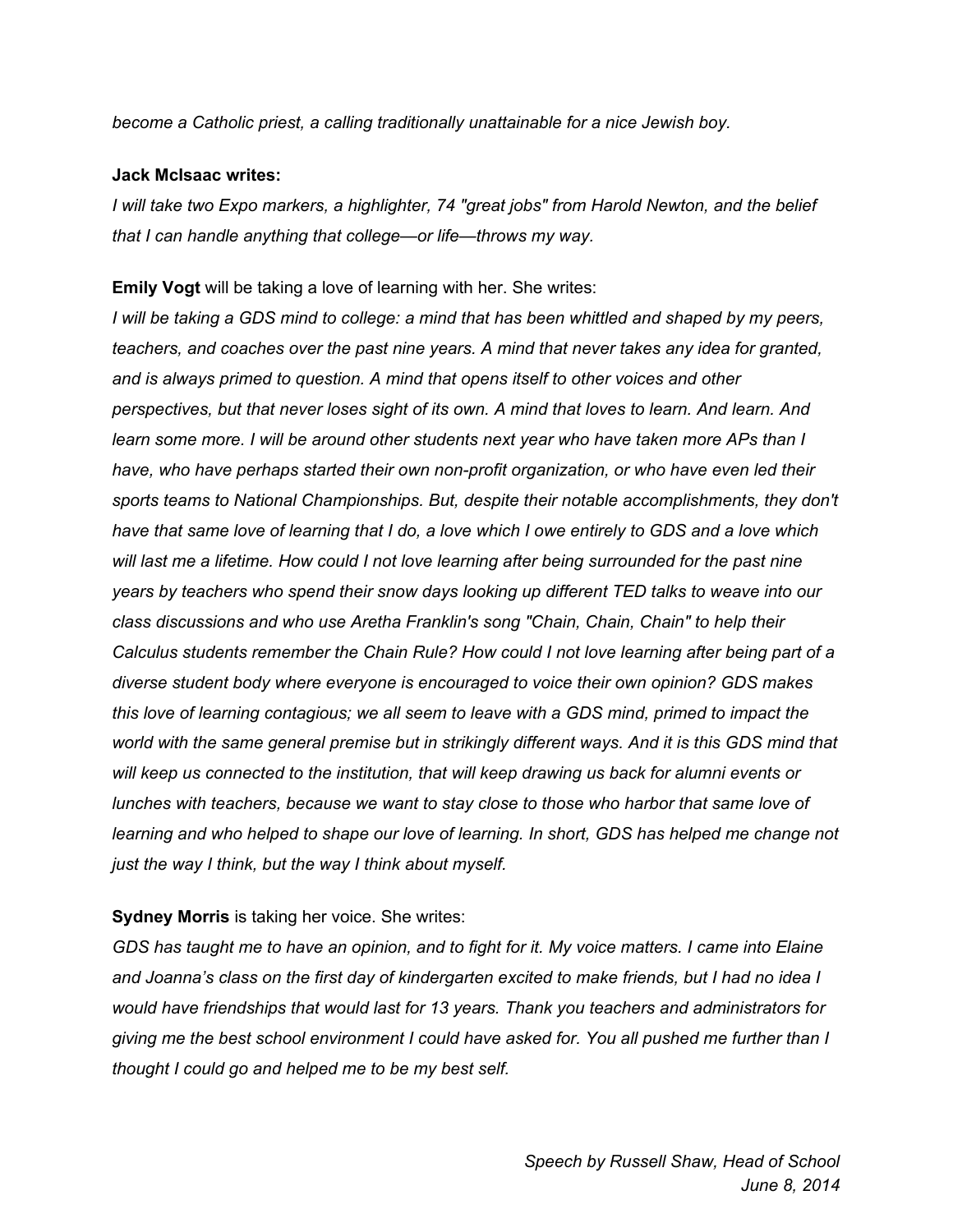*become a Catholic priest, a calling traditionally unattainable for a nice Jewish boy.*

**Jack McIsaac writes:**
*I will take two Expo markers, a highlighter, 74 "great jobs" from Harold Newton, and the belief that I can handle anything that college—or life—throws my way.*

**Emily Vogt** will be taking a love of learning with her. She writes:
*I will be taking a GDS mind to college: a mind that has been whittled and shaped by my peers, teachers, and coaches over the past nine years. A mind that never takes any idea for granted, and is always primed to question. A mind that opens itself to other voices and other perspectives, but that never loses sight of its own. A mind that loves to learn. And learn. And learn some more. I will be around other students next year who have taken more APs than I have, who have perhaps started their own non-profit organization, or who have even led their sports teams to National Championships. But, despite their notable accomplishments, they don't have that same love of learning that I do, a love which I owe entirely to GDS and a love which will last me a lifetime. How could I not love learning after being surrounded for the past nine years by teachers who spend their snow days looking up different TED talks to weave into our class discussions and who use Aretha Franklin's song "Chain, Chain, Chain" to help their Calculus students remember the Chain Rule? How could I not love learning after being part of a diverse student body where everyone is encouraged to voice their own opinion? GDS makes this love of learning contagious; we all seem to leave with a GDS mind, primed to impact the world with the same general premise but in strikingly different ways. And it is this GDS mind that will keep us connected to the institution, that will keep drawing us back for alumni events or lunches with teachers, because we want to stay close to those who harbor that same love of learning and who helped to shape our love of learning. In short, GDS has helped me change not just the way I think, but the way I think about myself.*

**Sydney Morris** is taking her voice. She writes:
*GDS has taught me to have an opinion, and to fight for it. My voice matters. I came into Elaine and Joanna's class on the first day of kindergarten excited to make friends, but I had no idea I would have friendships that would last for 13 years. Thank you teachers and administrators for giving me the best school environment I could have asked for. You all pushed me further than I thought I could go and helped me to be my best self.*

*Speech by Russell Shaw, Head of School*
*June 8, 2014*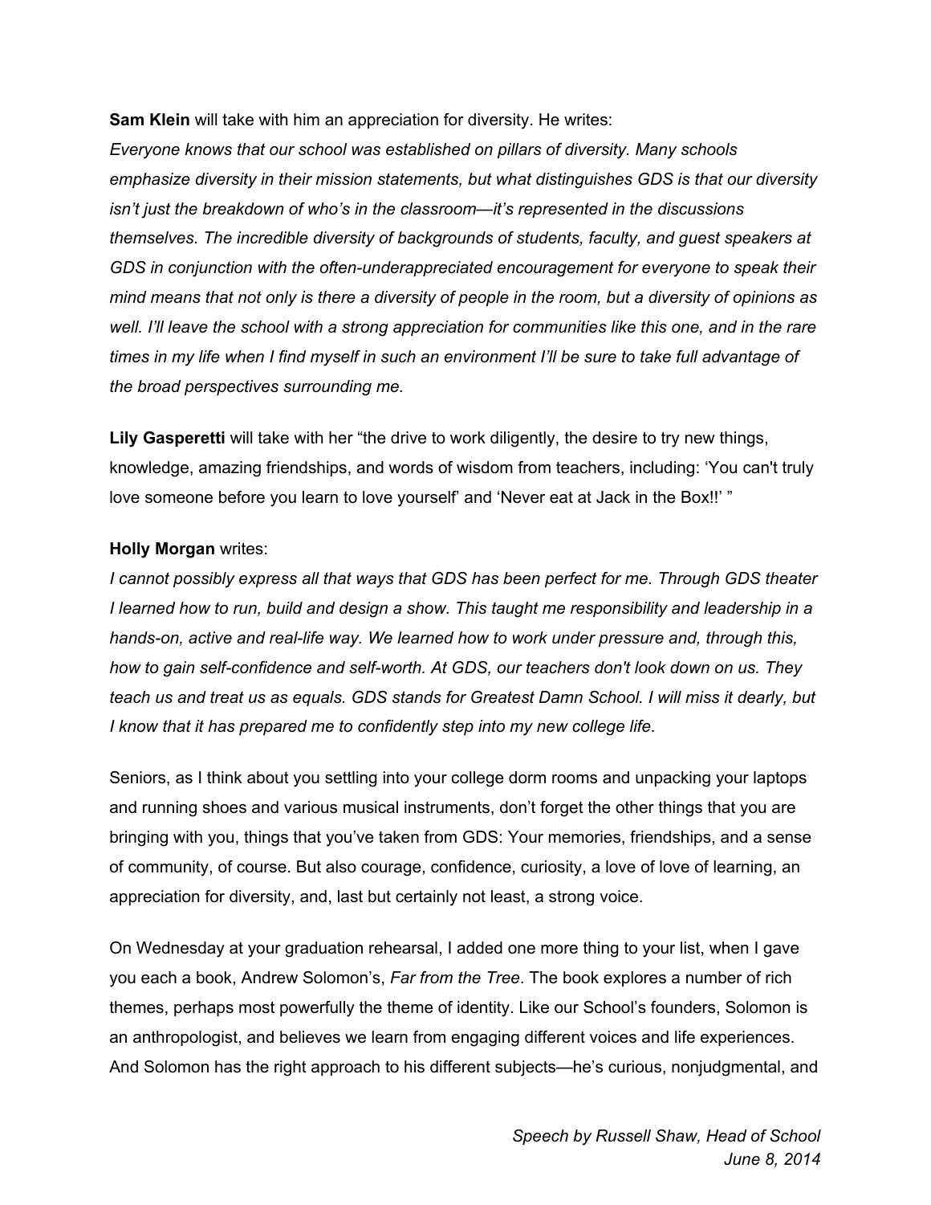**Sam Klein** will take with him an appreciation for diversity. He writes:

*Everyone knows that our school was established on pillars of diversity. Many schools emphasize diversity in their mission statements, but what distinguishes GDS is that our diversity isn't just the breakdown of who's in the classroom—it's represented in the discussions themselves. The incredible diversity of backgrounds of students, faculty, and guest speakers at GDS in conjunction with the often-underappreciated encouragement for everyone to speak their mind means that not only is there a diversity of people in the room, but a diversity of opinions as well. I'll leave the school with a strong appreciation for communities like this one, and in the rare times in my life when I find myself in such an environment I'll be sure to take full advantage of the broad perspectives surrounding me.*

**Lily Gasperetti** will take with her "the drive to work diligently, the desire to try new things, knowledge, amazing friendships, and words of wisdom from teachers, including: 'You can't truly love someone before you learn to love yourself' and 'Never eat at Jack in the Box!!' "

**Holly Morgan** writes:

*I cannot possibly express all that ways that GDS has been perfect for me. Through GDS theater I learned how to run, build and design a show. This taught me responsibility and leadership in a hands-on, active and real-life way. We learned how to work under pressure and, through this, how to gain self-confidence and self-worth. At GDS, our teachers don't look down on us. They teach us and treat us as equals. GDS stands for Greatest Damn School. I will miss it dearly, but I know that it has prepared me to confidently step into my new college life.*

Seniors, as I think about you settling into your college dorm rooms and unpacking your laptops and running shoes and various musical instruments, don't forget the other things that you are bringing with you, things that you've taken from GDS: Your memories, friendships, and a sense of community, of course. But also courage, confidence, curiosity, a love of love of learning, an appreciation for diversity, and, last but certainly not least, a strong voice.

On Wednesday at your graduation rehearsal, I added one more thing to your list, when I gave you each a book, Andrew Solomon's, *Far from the Tree*. The book explores a number of rich themes, perhaps most powerfully the theme of identity. Like our School's founders, Solomon is an anthropologist, and believes we learn from engaging different voices and life experiences. And Solomon has the right approach to his different subjects—he's curious, nonjudgmental, and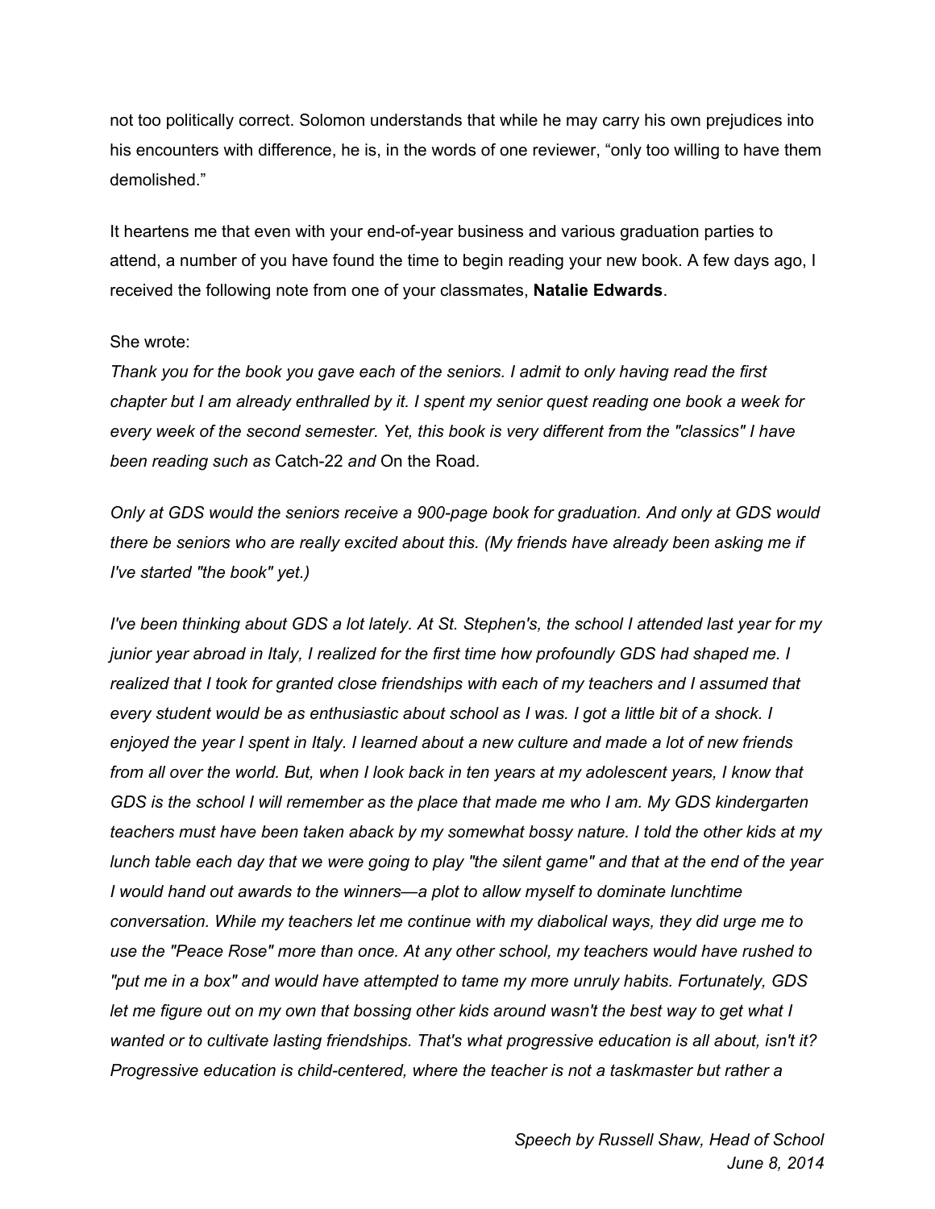not too politically correct. Solomon understands that while he may carry his own prejudices into his encounters with difference, he is, in the words of one reviewer, "only too willing to have them demolished."

It heartens me that even with your end-of-year business and various graduation parties to attend, a number of you have found the time to begin reading your new book. A few days ago, I received the following note from one of your classmates, **Natalie Edwards**.

She wrote:

*Thank you for the book you gave each of the seniors. I admit to only having read the first chapter but I am already enthralled by it. I spent my senior quest reading one book a week for every week of the second semester. Yet, this book is very different from the "classics" I have been reading such as* Catch-22 *and* On the Road*.*

*Only at GDS would the seniors receive a 900-page book for graduation. And only at GDS would there be seniors who are really excited about this. (My friends have already been asking me if I've started "the book" yet.)*

*I've been thinking about GDS a lot lately. At St. Stephen's, the school I attended last year for my junior year abroad in Italy, I realized for the first time how profoundly GDS had shaped me. I realized that I took for granted close friendships with each of my teachers and I assumed that every student would be as enthusiastic about school as I was. I got a little bit of a shock. I enjoyed the year I spent in Italy. I learned about a new culture and made a lot of new friends from all over the world. But, when I look back in ten years at my adolescent years, I know that GDS is the school I will remember as the place that made me who I am. My GDS kindergarten teachers must have been taken aback by my somewhat bossy nature. I told the other kids at my lunch table each day that we were going to play "the silent game" and that at the end of the year I would hand out awards to the winners—a plot to allow myself to dominate lunchtime conversation. While my teachers let me continue with my diabolical ways, they did urge me to use the "Peace Rose" more than once. At any other school, my teachers would have rushed to "put me in a box" and would have attempted to tame my more unruly habits. Fortunately, GDS let me figure out on my own that bossing other kids around wasn't the best way to get what I wanted or to cultivate lasting friendships. That's what progressive education is all about, isn't it? Progressive education is child-centered, where the teacher is not a taskmaster but rather a*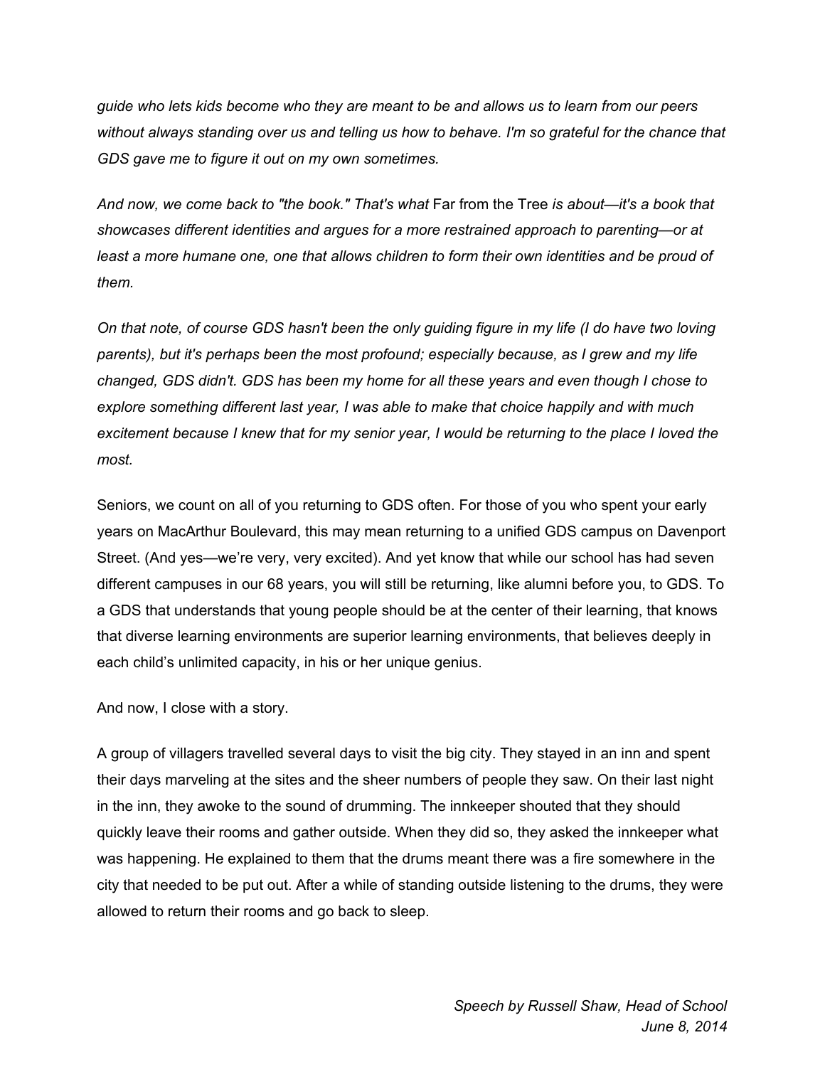*guide who lets kids become who they are meant to be and allows us to learn from our peers without always standing over us and telling us how to behave. I'm so grateful for the chance that GDS gave me to figure it out on my own sometimes.*

*And now, we come back to "the book." That's what* Far from the Tree *is about—it's a book that showcases different identities and argues for a more restrained approach to parenting—or at least a more humane one, one that allows children to form their own identities and be proud of them.*

*On that note, of course GDS hasn't been the only guiding figure in my life (I do have two loving parents), but it's perhaps been the most profound; especially because, as I grew and my life changed, GDS didn't. GDS has been my home for all these years and even though I chose to explore something different last year, I was able to make that choice happily and with much excitement because I knew that for my senior year, I would be returning to the place I loved the most.*

Seniors, we count on all of you returning to GDS often. For those of you who spent your early years on MacArthur Boulevard, this may mean returning to a unified GDS campus on Davenport Street. (And yes—we're very, very excited). And yet know that while our school has had seven different campuses in our 68 years, you will still be returning, like alumni before you, to GDS. To a GDS that understands that young people should be at the center of their learning, that knows that diverse learning environments are superior learning environments, that believes deeply in each child's unlimited capacity, in his or her unique genius.

And now, I close with a story.

A group of villagers travelled several days to visit the big city. They stayed in an inn and spent their days marveling at the sites and the sheer numbers of people they saw. On their last night in the inn, they awoke to the sound of drumming. The innkeeper shouted that they should quickly leave their rooms and gather outside. When they did so, they asked the innkeeper what was happening. He explained to them that the drums meant there was a fire somewhere in the city that needed to be put out. After a while of standing outside listening to the drums, they were allowed to return their rooms and go back to sleep.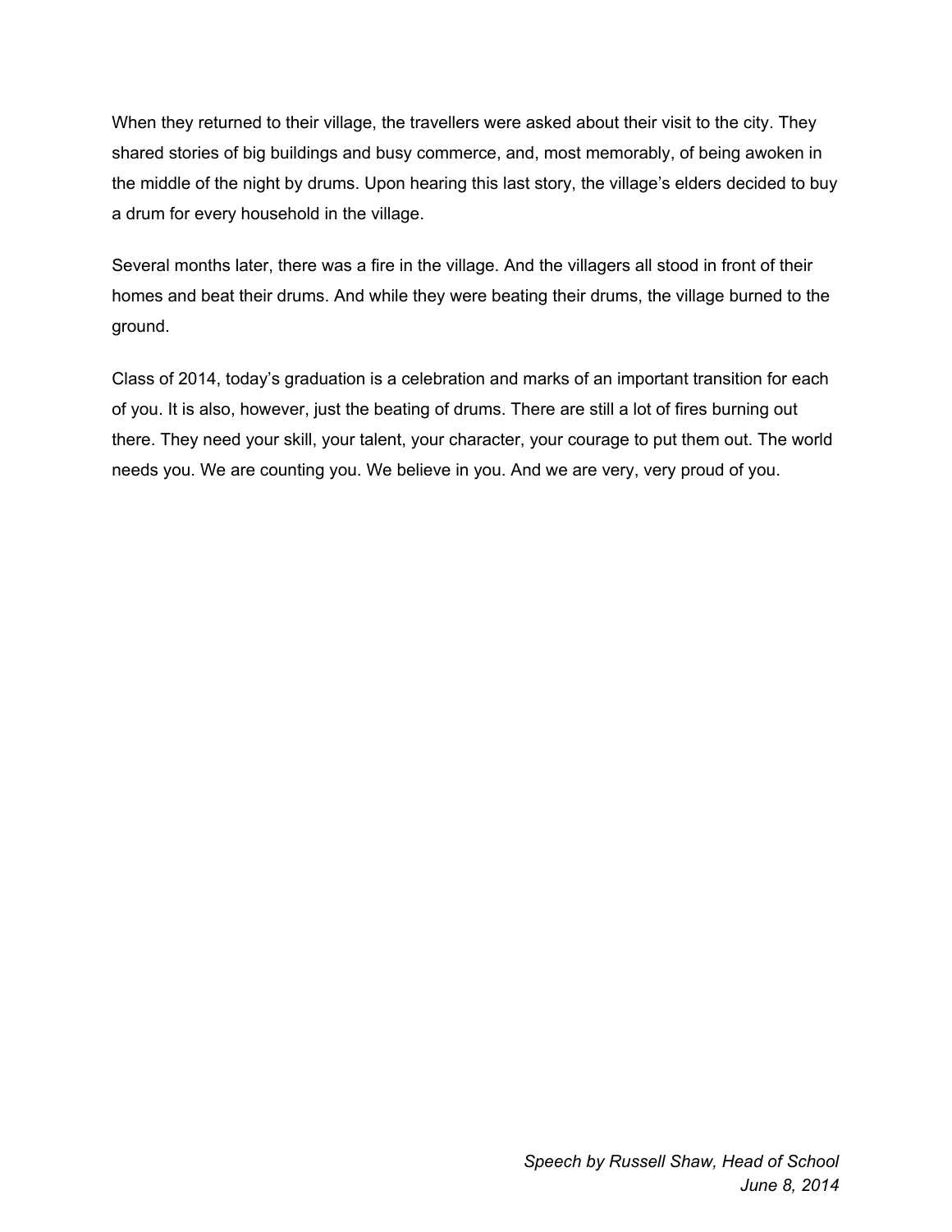When they returned to their village, the travellers were asked about their visit to the city. They shared stories of big buildings and busy commerce, and, most memorably, of being awoken in the middle of the night by drums. Upon hearing this last story, the village's elders decided to buy a drum for every household in the village.

Several months later, there was a fire in the village. And the villagers all stood in front of their homes and beat their drums. And while they were beating their drums, the village burned to the ground.

Class of 2014, today's graduation is a celebration and marks of an important transition for each of you. It is also, however, just the beating of drums. There are still a lot of fires burning out there. They need your skill, your talent, your character, your courage to put them out. The world needs you. We are counting you. We believe in you. And we are very, very proud of you.

*Speech by Russell Shaw, Head of School*
*June 8, 2014*